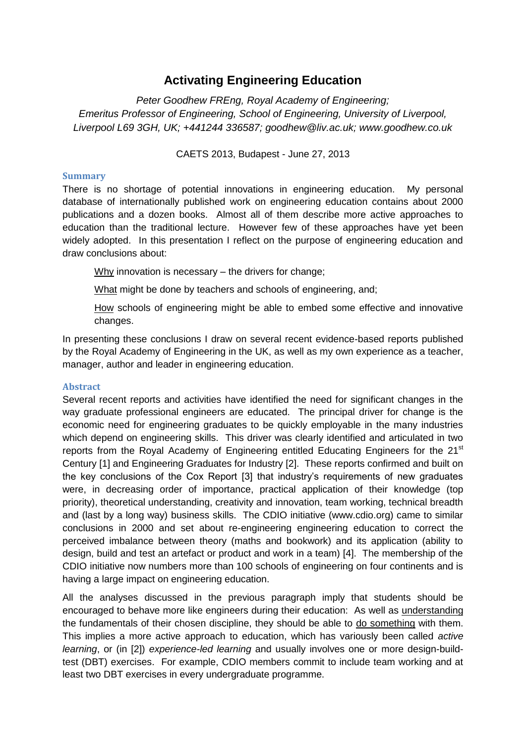# Activating Engineering Education

*Peter Goodhew FREng, Royal Academy of Engineering;*
*Emeritus Professor of Engineering, School of Engineering, University of Liverpool, Liverpool L69 3GH, UK; +441244 336587; goodhew@liv.ac.uk; www.goodhew.co.uk*

CAETS 2013, Budapest - June 27, 2013

## Summary

There is no shortage of potential innovations in engineering education. My personal database of internationally published work on engineering education contains about 2000 publications and a dozen books. Almost all of them describe more active approaches to education than the traditional lecture. However few of these approaches have yet been widely adopted. In this presentation I reflect on the purpose of engineering education and draw conclusions about:

Why innovation is necessary – the drivers for change;

What might be done by teachers and schools of engineering, and;

How schools of engineering might be able to embed some effective and innovative changes.

In presenting these conclusions I draw on several recent evidence-based reports published by the Royal Academy of Engineering in the UK, as well as my own experience as a teacher, manager, author and leader in engineering education.

## Abstract

Several recent reports and activities have identified the need for significant changes in the way graduate professional engineers are educated. The principal driver for change is the economic need for engineering graduates to be quickly employable in the many industries which depend on engineering skills. This driver was clearly identified and articulated in two reports from the Royal Academy of Engineering entitled Educating Engineers for the 21st Century [1] and Engineering Graduates for Industry [2]. These reports confirmed and built on the key conclusions of the Cox Report [3] that industry's requirements of new graduates were, in decreasing order of importance, practical application of their knowledge (top priority), theoretical understanding, creativity and innovation, team working, technical breadth and (last by a long way) business skills. The CDIO initiative (www.cdio.org) came to similar conclusions in 2000 and set about re-engineering engineering education to correct the perceived imbalance between theory (maths and bookwork) and its application (ability to design, build and test an artefact or product and work in a team) [4]. The membership of the CDIO initiative now numbers more than 100 schools of engineering on four continents and is having a large impact on engineering education.

All the analyses discussed in the previous paragraph imply that students should be encouraged to behave more like engineers during their education: As well as understanding the fundamentals of their chosen discipline, they should be able to do something with them. This implies a more active approach to education, which has variously been called *active learning*, or (in [2]) *experience-led learning* and usually involves one or more design-build-test (DBT) exercises. For example, CDIO members commit to include team working and at least two DBT exercises in every undergraduate programme.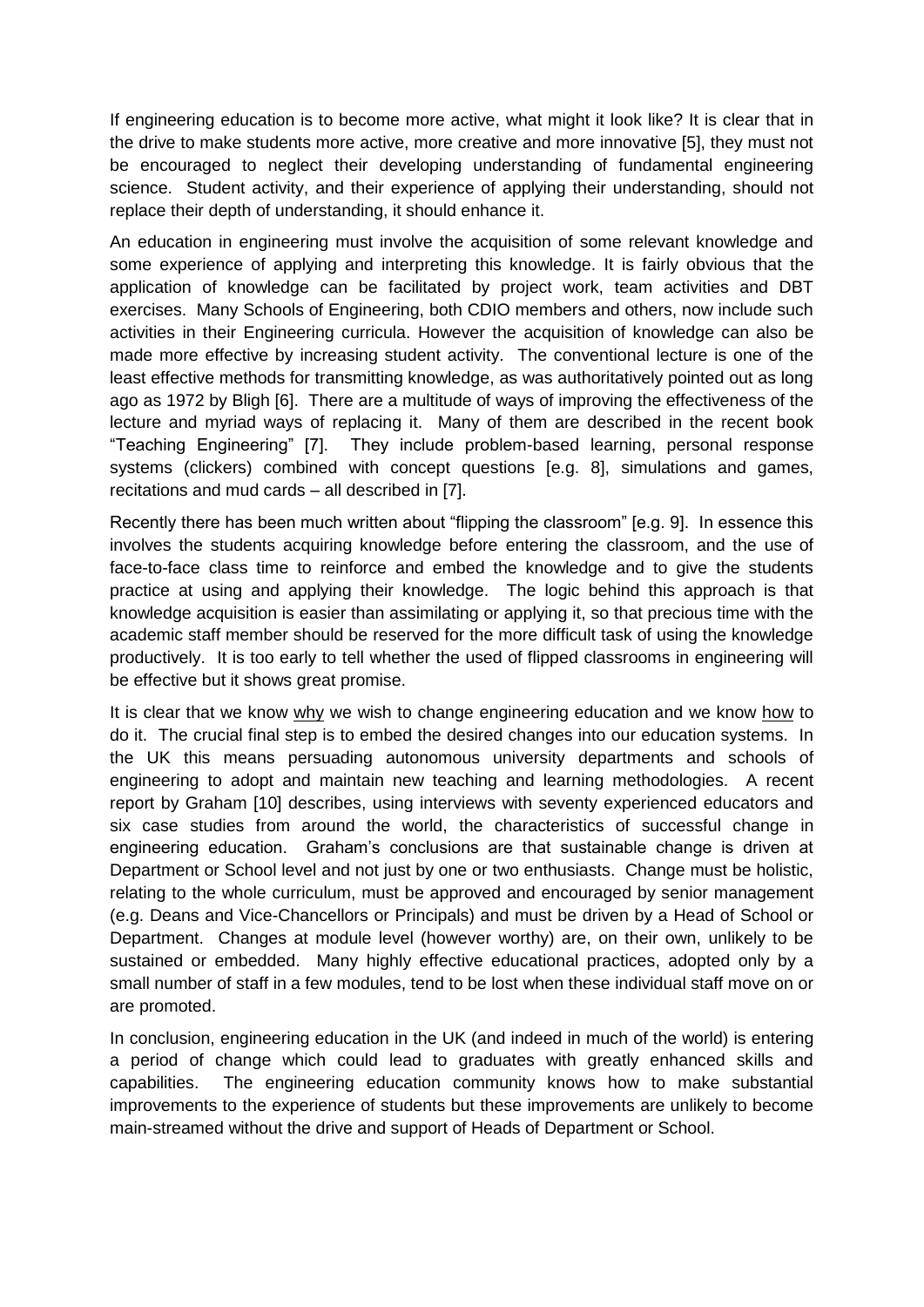If engineering education is to become more active, what might it look like? It is clear that in the drive to make students more active, more creative and more innovative [5], they must not be encouraged to neglect their developing understanding of fundamental engineering science. Student activity, and their experience of applying their understanding, should not replace their depth of understanding, it should enhance it.

An education in engineering must involve the acquisition of some relevant knowledge and some experience of applying and interpreting this knowledge. It is fairly obvious that the application of knowledge can be facilitated by project work, team activities and DBT exercises. Many Schools of Engineering, both CDIO members and others, now include such activities in their Engineering curricula. However the acquisition of knowledge can also be made more effective by increasing student activity. The conventional lecture is one of the least effective methods for transmitting knowledge, as was authoritatively pointed out as long ago as 1972 by Bligh [6]. There are a multitude of ways of improving the effectiveness of the lecture and myriad ways of replacing it. Many of them are described in the recent book "Teaching Engineering" [7]. They include problem-based learning, personal response systems (clickers) combined with concept questions [e.g. 8], simulations and games, recitations and mud cards – all described in [7].

Recently there has been much written about "flipping the classroom" [e.g. 9]. In essence this involves the students acquiring knowledge before entering the classroom, and the use of face-to-face class time to reinforce and embed the knowledge and to give the students practice at using and applying their knowledge. The logic behind this approach is that knowledge acquisition is easier than assimilating or applying it, so that precious time with the academic staff member should be reserved for the more difficult task of using the knowledge productively. It is too early to tell whether the used of flipped classrooms in engineering will be effective but it shows great promise.

It is clear that we know <u>why</u> we wish to change engineering education and we know <u>how</u> to do it. The crucial final step is to embed the desired changes into our education systems. In the UK this means persuading autonomous university departments and schools of engineering to adopt and maintain new teaching and learning methodologies. A recent report by Graham [10] describes, using interviews with seventy experienced educators and six case studies from around the world, the characteristics of successful change in engineering education. Graham's conclusions are that sustainable change is driven at Department or School level and not just by one or two enthusiasts. Change must be holistic, relating to the whole curriculum, must be approved and encouraged by senior management (e.g. Deans and Vice-Chancellors or Principals) and must be driven by a Head of School or Department. Changes at module level (however worthy) are, on their own, unlikely to be sustained or embedded. Many highly effective educational practices, adopted only by a small number of staff in a few modules, tend to be lost when these individual staff move on or are promoted.

In conclusion, engineering education in the UK (and indeed in much of the world) is entering a period of change which could lead to graduates with greatly enhanced skills and capabilities. The engineering education community knows how to make substantial improvements to the experience of students but these improvements are unlikely to become main-streamed without the drive and support of Heads of Department or School.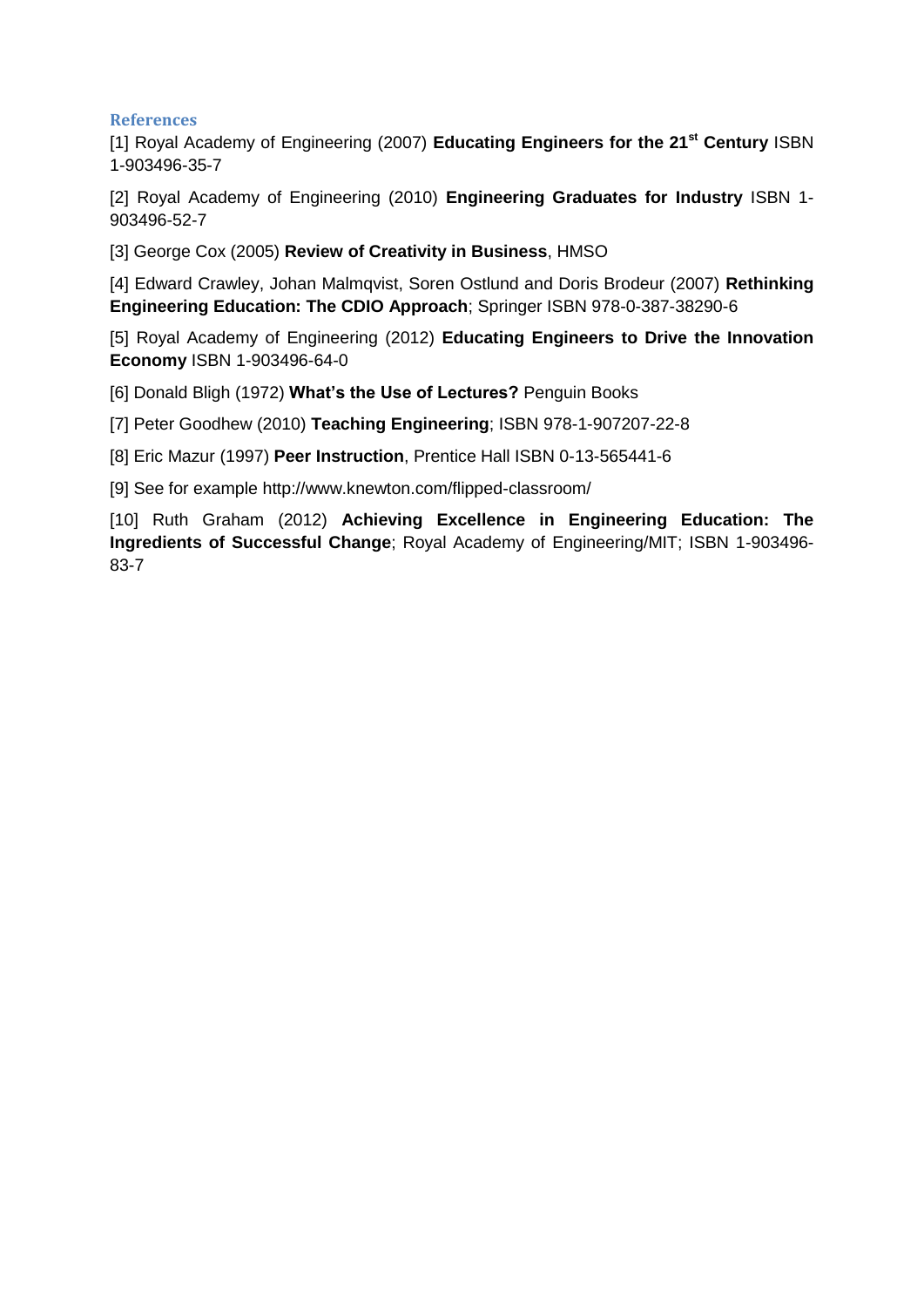## References

[1] Royal Academy of Engineering (2007) **Educating Engineers for the 21st Century** ISBN 1-903496-35-7

[2] Royal Academy of Engineering (2010) **Engineering Graduates for Industry** ISBN 1-903496-52-7

[3] George Cox (2005) **Review of Creativity in Business**, HMSO

[4] Edward Crawley, Johan Malmqvist, Soren Ostlund and Doris Brodeur (2007) **Rethinking Engineering Education: The CDIO Approach**; Springer ISBN 978-0-387-38290-6

[5] Royal Academy of Engineering (2012) **Educating Engineers to Drive the Innovation Economy** ISBN 1-903496-64-0

[6] Donald Bligh (1972) **What's the Use of Lectures?** Penguin Books

[7] Peter Goodhew (2010) **Teaching Engineering**; ISBN 978-1-907207-22-8

[8] Eric Mazur (1997) **Peer Instruction**, Prentice Hall ISBN 0-13-565441-6

[9] See for example http://www.knewton.com/flipped-classroom/

[10] Ruth Graham (2012) **Achieving Excellence in Engineering Education: The Ingredients of Successful Change**; Royal Academy of Engineering/MIT; ISBN 1-903496-83-7